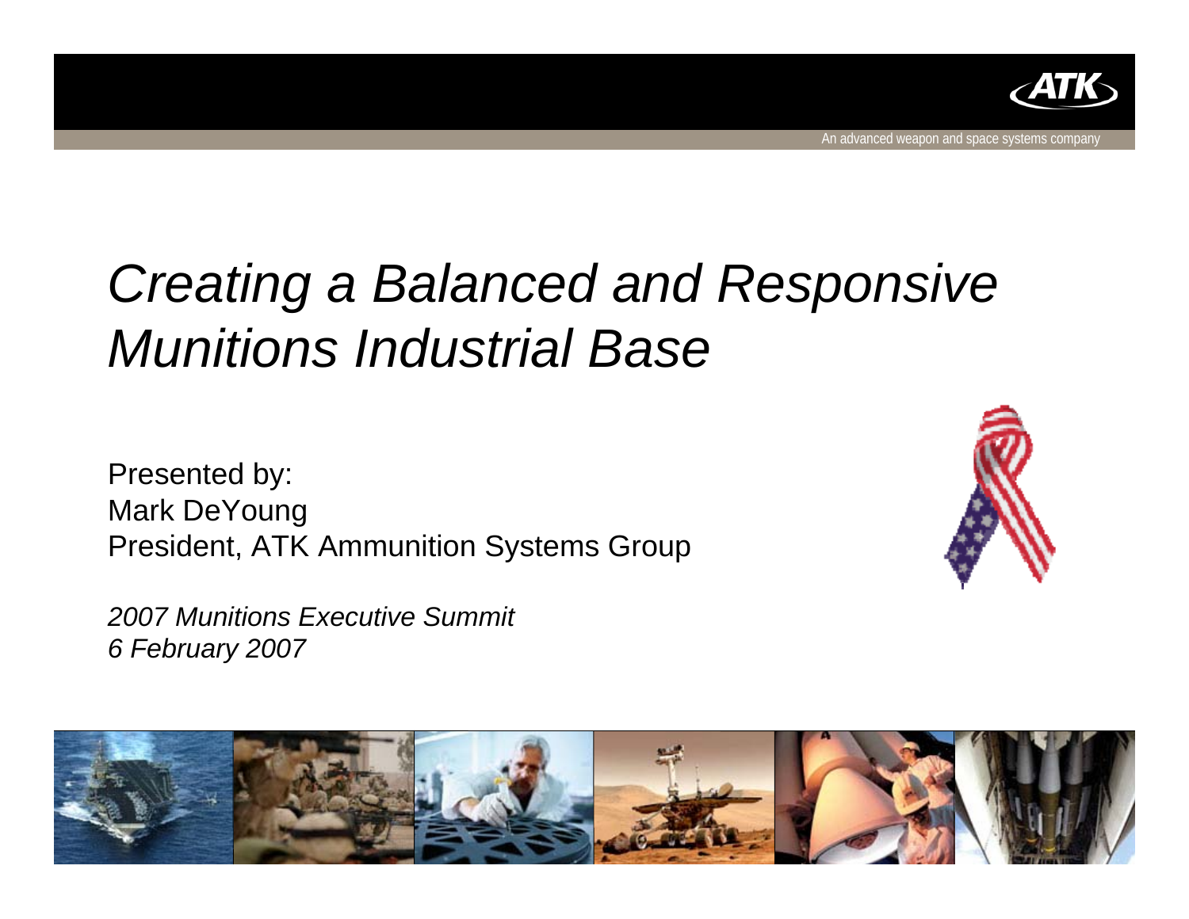# *Creating a Balanced and Responsive Munitions Industrial Base*

Presented by:
Mark DeYoung
President, ATK Ammunition Systems Group

*2007 Munitions Executive Summit*
*6 February 2007*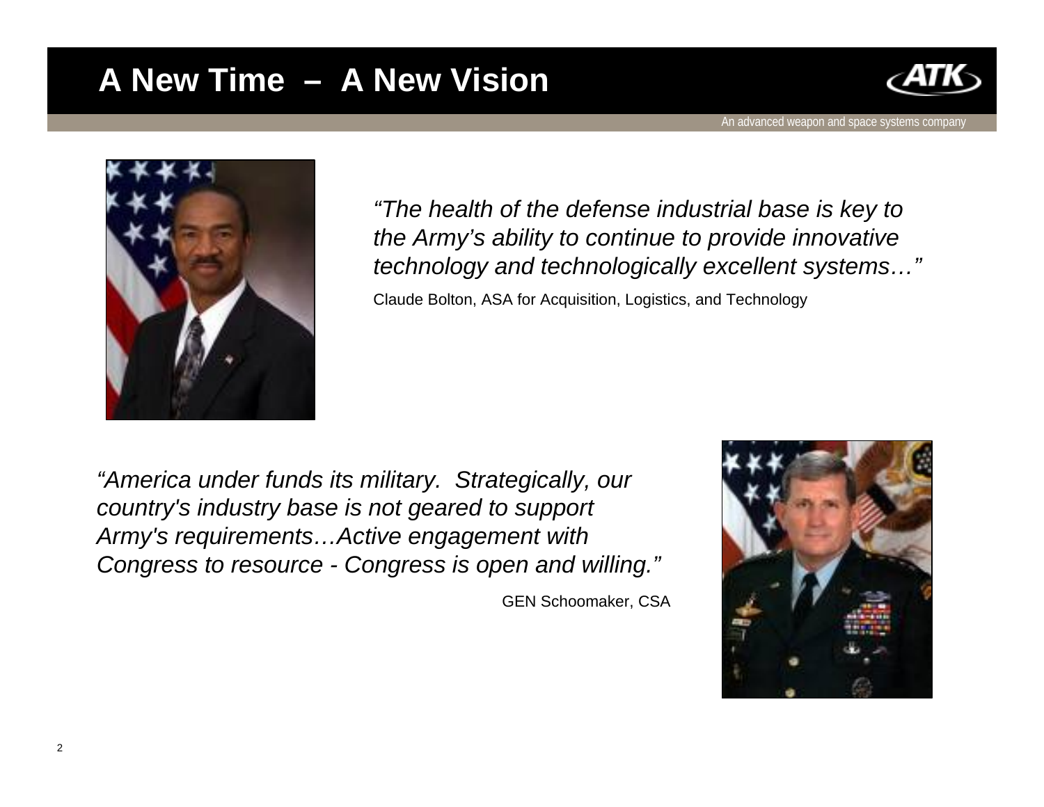# A New Time – A New Vision

*"The health of the defense industrial base is key to the Army's ability to continue to provide innovative technology and technologically excellent systems…"*

Claude Bolton, ASA for Acquisition, Logistics, and Technology

*"America under funds its military. Strategically, our country's industry base is not geared to support Army's requirements…Active engagement with Congress to resource - Congress is open and willing."*

GEN Schoomaker, CSA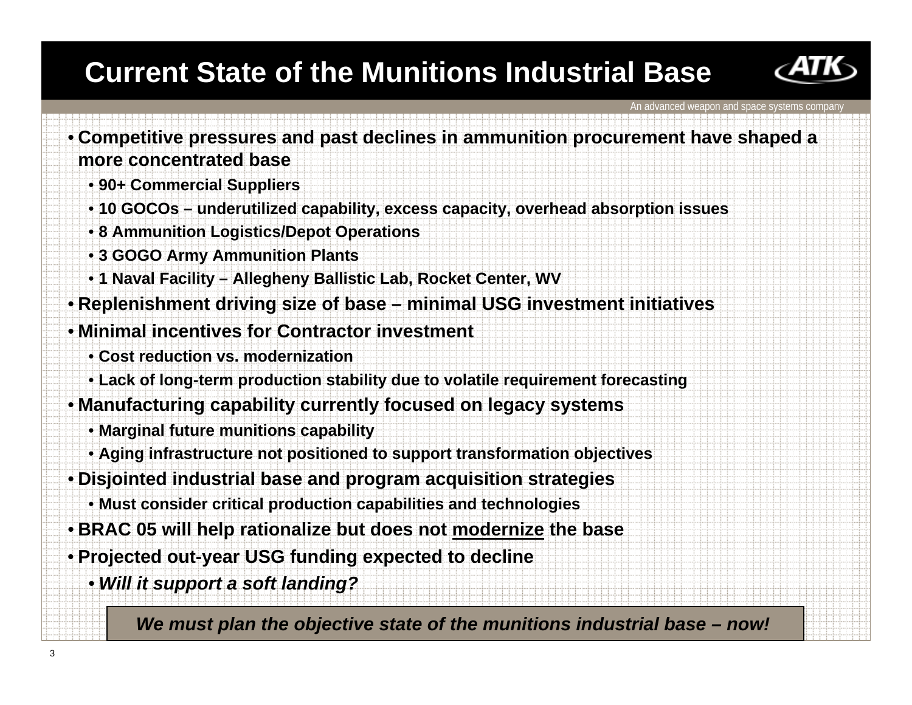# Current State of the Munitions Industrial Base

An advanced weapon and space systems company

- **Competitive pressures and past declines in ammunition procurement have shaped a more concentrated base**
  - **90+ Commercial Suppliers**
  - **10 GOCOs – underutilized capability, excess capacity, overhead absorption issues**
  - **8 Ammunition Logistics/Depot Operations**
  - **3 GOGO Army Ammunition Plants**
  - **1 Naval Facility – Allegheny Ballistic Lab, Rocket Center, WV**
- **Replenishment driving size of base – minimal USG investment initiatives**
- **Minimal incentives for Contractor investment**
  - **Cost reduction vs. modernization**
  - **Lack of long-term production stability due to volatile requirement forecasting**
- **Manufacturing capability currently focused on legacy systems**
  - **Marginal future munitions capability**
  - **Aging infrastructure not positioned to support transformation objectives**
- **Disjointed industrial base and program acquisition strategies**
  - **Must consider critical production capabilities and technologies**
- **BRAC 05 will help rationalize but does not <u>modernize</u> the base**
- **Projected out-year USG funding expected to decline**
  - ***Will it support a soft landing?***

***We must plan the objective state of the munitions industrial base – now!***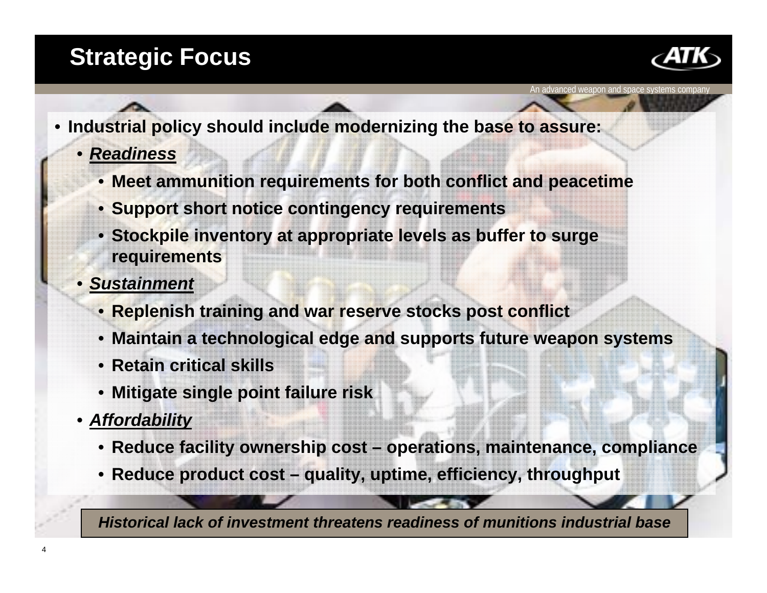# Strategic Focus

- **Industrial policy should include modernizing the base to assure:**
  - ***Readiness***
    - **Meet ammunition requirements for both conflict and peacetime**
    - **Support short notice contingency requirements**
    - **Stockpile inventory at appropriate levels as buffer to surge requirements**
  - ***Sustainment***
    - **Replenish training and war reserve stocks post conflict**
    - **Maintain a technological edge and supports future weapon systems**
    - **Retain critical skills**
    - **Mitigate single point failure risk**
  - ***Affordability***
    - **Reduce facility ownership cost – operations, maintenance, compliance**
    - **Reduce product cost – quality, uptime, efficiency, throughput**

***Historical lack of investment threatens readiness of munitions industrial base***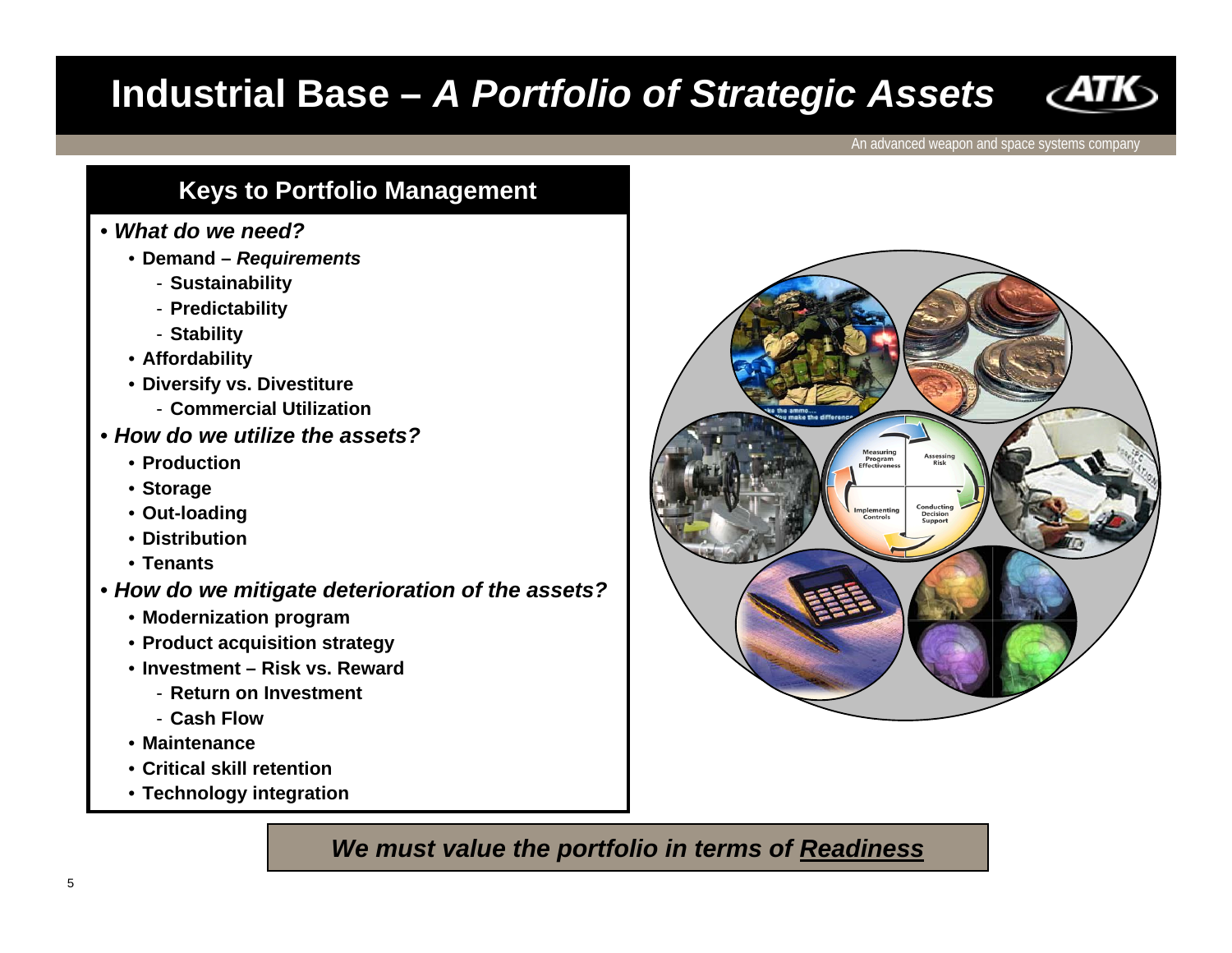# Industrial Base – *A Portfolio of Strategic Assets*

An advanced weapon and space systems company

## Keys to Portfolio Management

- ***What do we need?***
  - **Demand – *Requirements***
    - **Sustainability**
    - **Predictability**
    - **Stability**
  - **Affordability**
  - **Diversify vs. Divestiture**
    - **Commercial Utilization**
- ***How do we utilize the assets?***
  - **Production**
  - **Storage**
  - **Out-loading**
  - **Distribution**
  - **Tenants**
- ***How do we mitigate deterioration of the assets?***
  - **Modernization program**
  - **Product acquisition strategy**
  - **Investment – Risk vs. Reward**
    - **Return on Investment**
    - **Cash Flow**
  - **Maintenance**
  - **Critical skill retention**
  - **Technology integration**

***We must value the portfolio in terms of <u>Readiness</u>***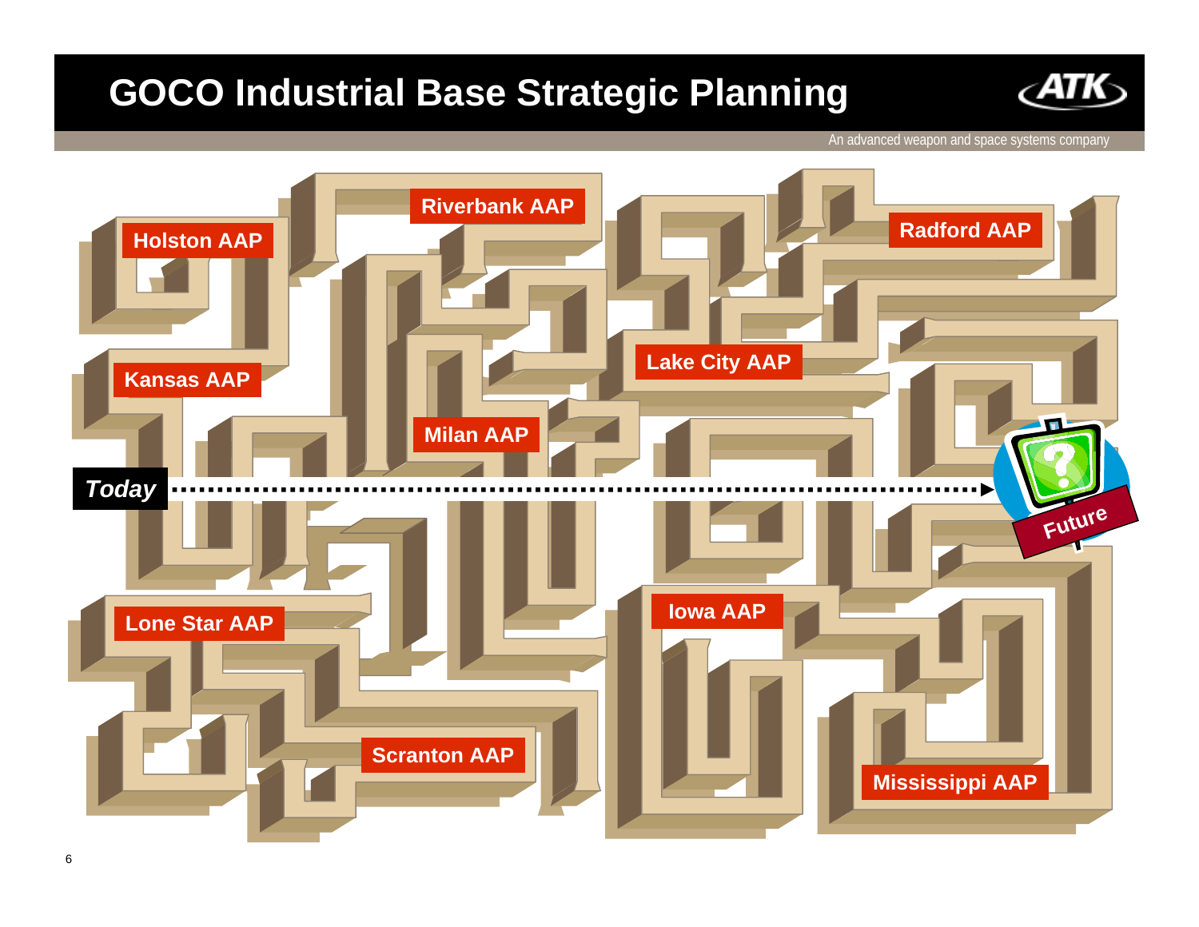# GOCO Industrial Base Strategic Planning

An advanced weapon and space systems company

Holston AAP

Riverbank AAP

Radford AAP

Kansas AAP

Lake City AAP

Milan AAP

*Today*

Future

Lone Star AAP

Iowa AAP

Scranton AAP

Mississippi AAP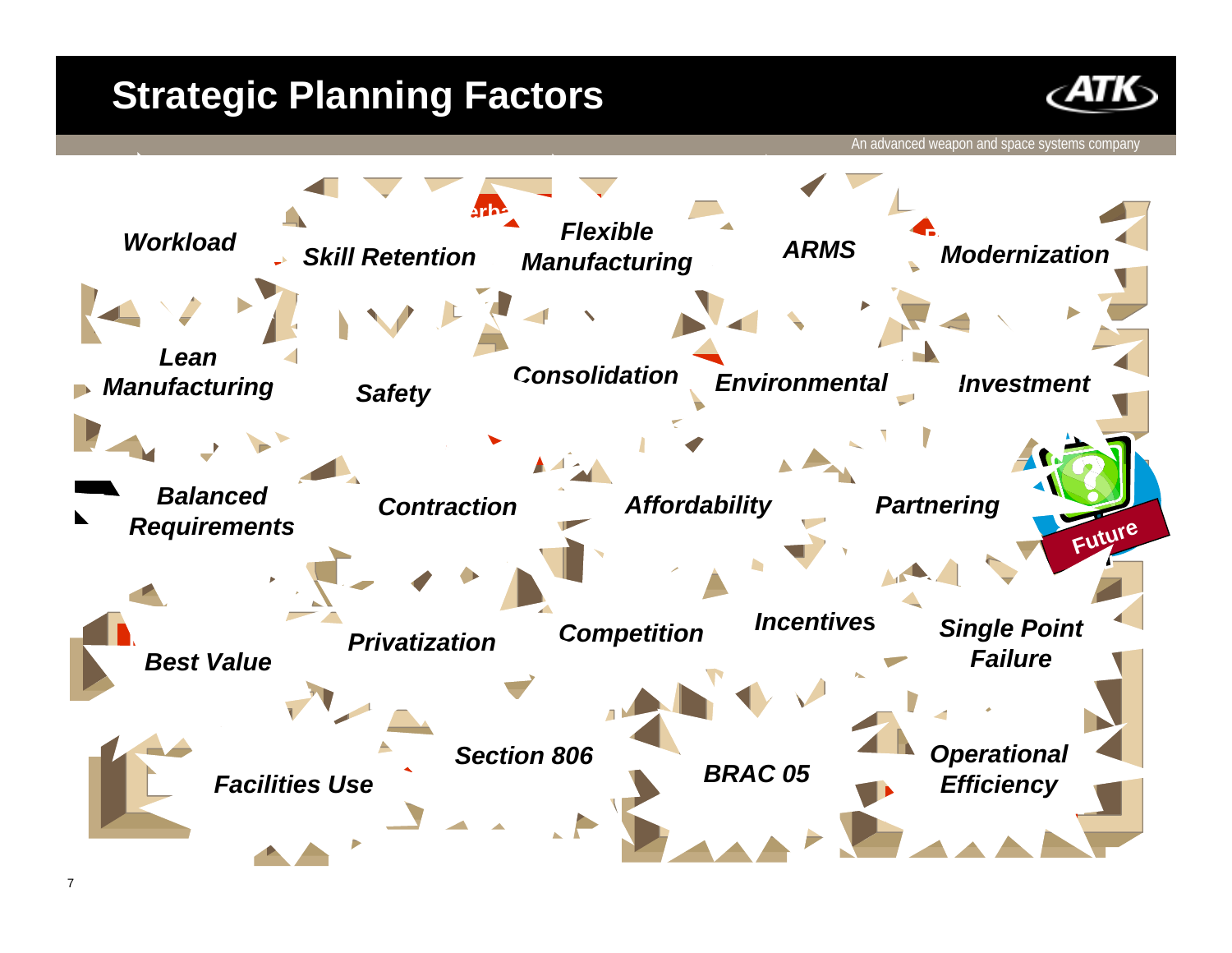# Strategic Planning Factors

An advanced weapon and space systems company

*Workload*

*Skill Retention*

*Flexible Manufacturing*

*ARMS*

*Modernization*

*Lean Manufacturing*

*Safety*

*Consolidation*

*Environmental*

*Investment*

*Balanced Requirements*

*Contraction*

*Affordability*

*Partnering*

Future

*Best Value*

*Privatization*

*Competition*

*Incentives*

*Single Point Failure*

*Facilities Use*

*Section 806*

*BRAC 05*

*Operational Efficiency*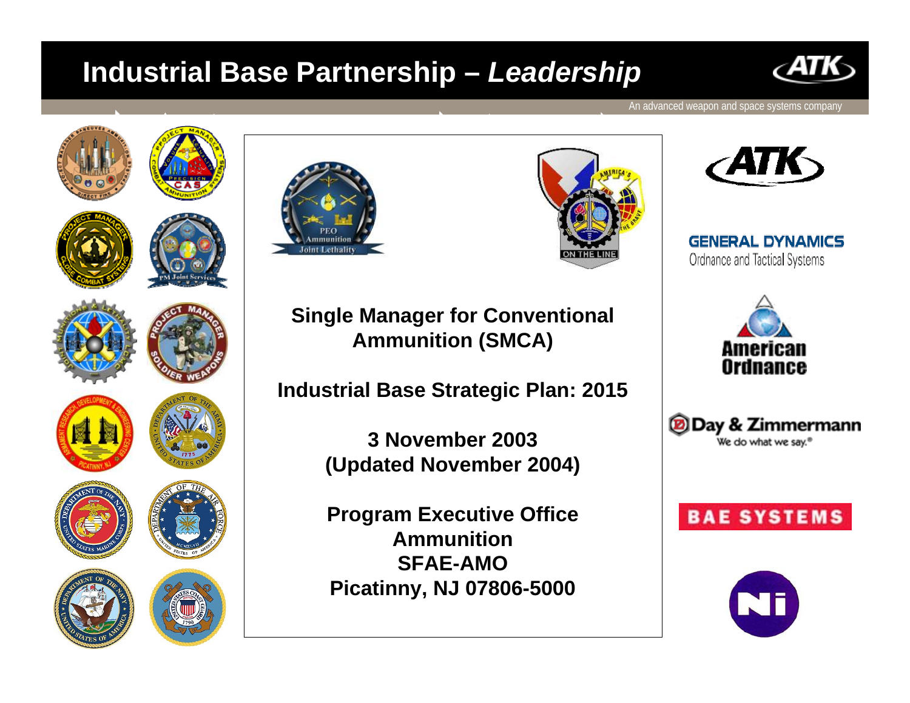# Industrial Base Partnership – *Leadership*

An advanced weapon and space systems company

**Single Manager for Conventional Ammunition (SMCA)**

**Industrial Base Strategic Plan: 2015**

**3 November 2003**
**(Updated November 2004)**

**Program Executive Office**
**Ammunition**
**SFAE-AMO**
**Picatinny, NJ 07806-5000**

GENERAL DYNAMICS
Ordnance and Tactical Systems

American Ordnance

Day & Zimmermann
We do what we say.®

BAE SYSTEMS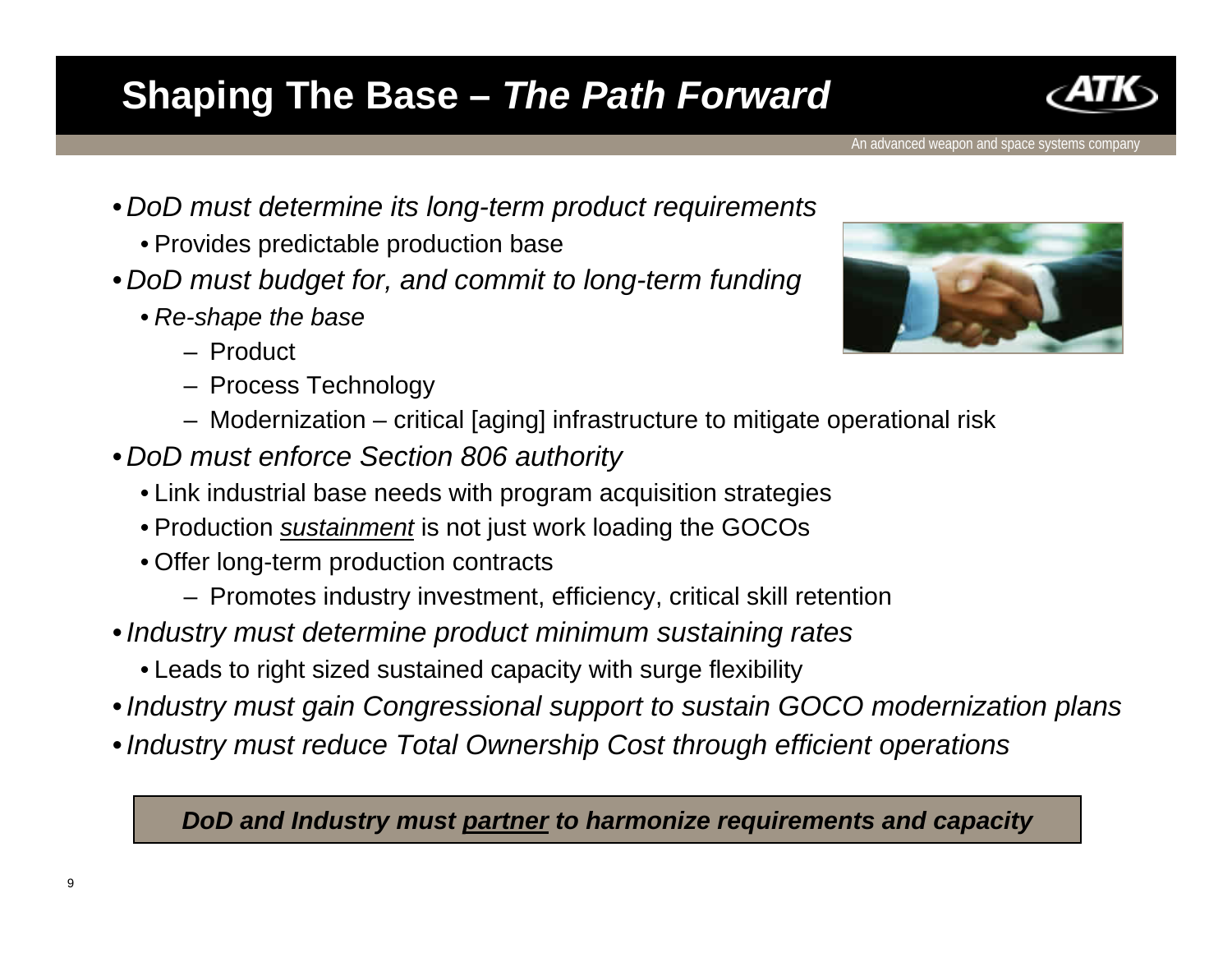# Shaping The Base – *The Path Forward*

An advanced weapon and space systems company

- *DoD must determine its long-term product requirements*
  - Provides predictable production base
- *DoD must budget for, and commit to long-term funding*
  - *Re-shape the base*
    - Product
    - Process Technology
    - Modernization – critical [aging] infrastructure to mitigate operational risk
- *DoD must enforce Section 806 authority*
  - Link industrial base needs with program acquisition strategies
  - Production *sustainment* is not just work loading the GOCOs
  - Offer long-term production contracts
    - Promotes industry investment, efficiency, critical skill retention
- *Industry must determine product minimum sustaining rates*
  - Leads to right sized sustained capacity with surge flexibility
- *Industry must gain Congressional support to sustain GOCO modernization plans*
- *Industry must reduce Total Ownership Cost through efficient operations*

***DoD and Industry must partner to harmonize requirements and capacity***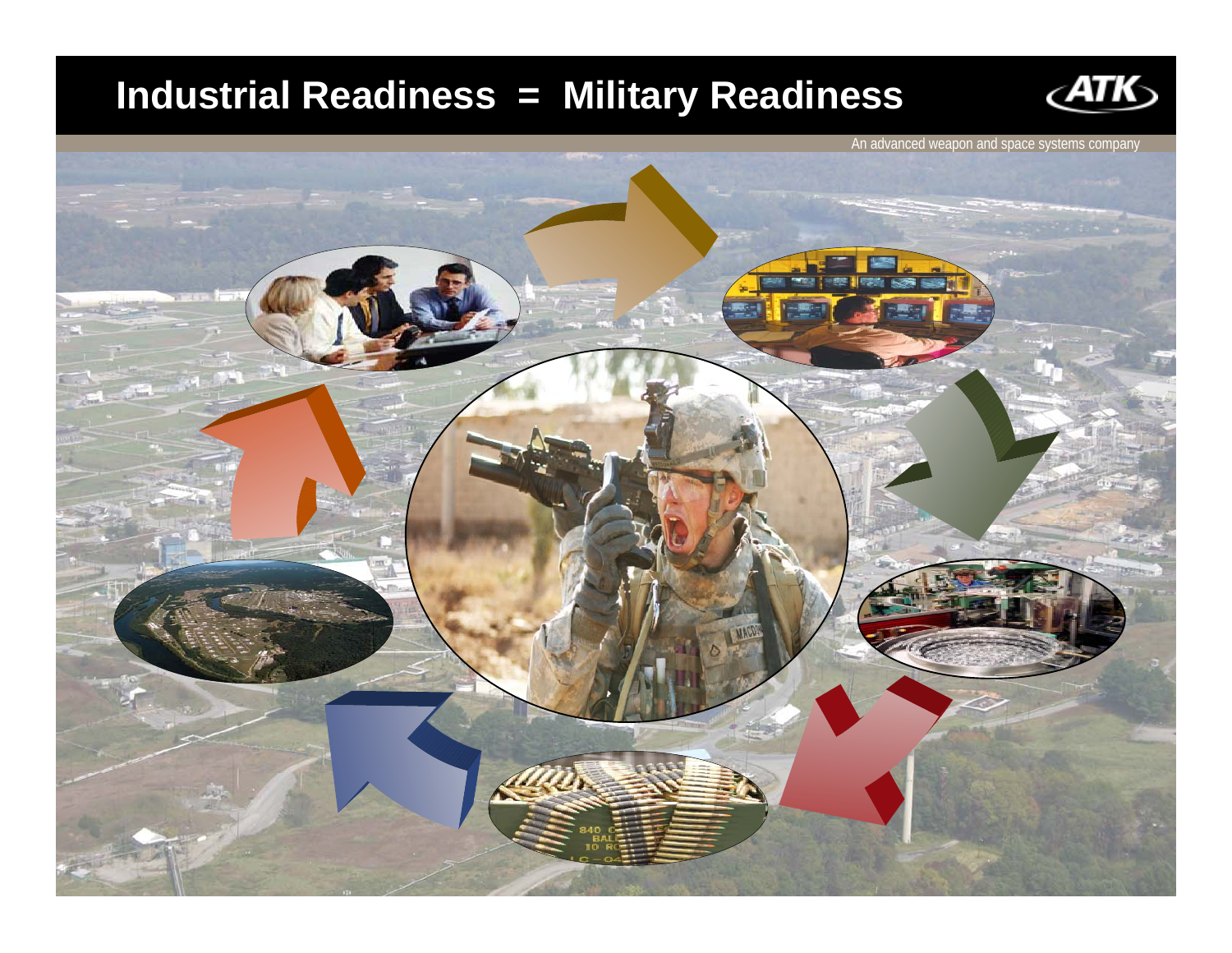# Industrial Readiness = Military Readiness

ATK

An advanced weapon and space systems company